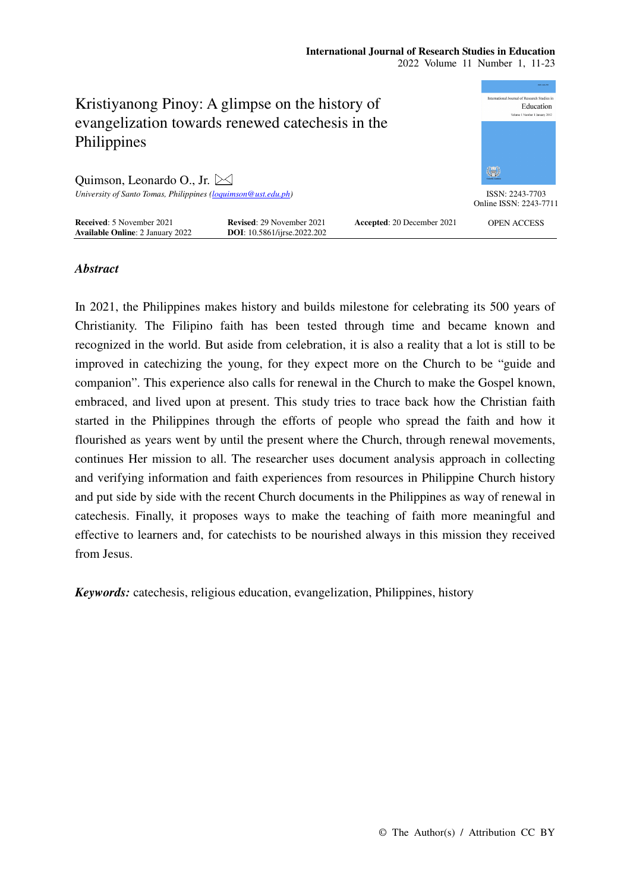# Kristiyanong Pinoy: A glimpse on the history of evangelization towards renewed catechesis in the Philippines

Quimson, Leonardo O., Jr.

*University of Santo Tomas, Philippines (loquimson@ust.edu.ph)*

ISSN: 2243-7703
Online ISSN: 2243-7711

**Received**: 5 November 2021 **Revised**: 29 November 2021 **Accepted**: 20 December 2021
**Available Online**: 2 January 2022 **DOI**: 10.5861/ijrse.2022.202

OPEN ACCESS

## *Abstract*

In 2021, the Philippines makes history and builds milestone for celebrating its 500 years of Christianity. The Filipino faith has been tested through time and became known and recognized in the world. But aside from celebration, it is also a reality that a lot is still to be improved in catechizing the young, for they expect more on the Church to be "guide and companion". This experience also calls for renewal in the Church to make the Gospel known, embraced, and lived upon at present. This study tries to trace back how the Christian faith started in the Philippines through the efforts of people who spread the faith and how it flourished as years went by until the present where the Church, through renewal movements, continues Her mission to all. The researcher uses document analysis approach in collecting and verifying information and faith experiences from resources in Philippine Church history and put side by side with the recent Church documents in the Philippines as way of renewal in catechesis. Finally, it proposes ways to make the teaching of faith more meaningful and effective to learners and, for catechists to be nourished always in this mission they received from Jesus.

***Keywords:*** catechesis, religious education, evangelization, Philippines, history

© The Author(s) / Attribution CC BY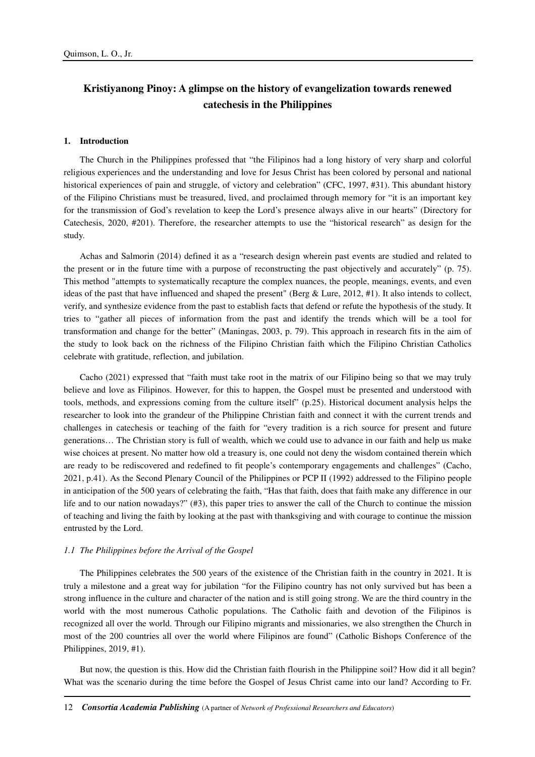# Kristiyanong Pinoy: A glimpse on the history of evangelization towards renewed catechesis in the Philippines

## 1. Introduction

The Church in the Philippines professed that "the Filipinos had a long history of very sharp and colorful religious experiences and the understanding and love for Jesus Christ has been colored by personal and national historical experiences of pain and struggle, of victory and celebration" (CFC, 1997, #31). This abundant history of the Filipino Christians must be treasured, lived, and proclaimed through memory for "it is an important key for the transmission of God's revelation to keep the Lord's presence always alive in our hearts" (Directory for Catechesis, 2020, #201). Therefore, the researcher attempts to use the "historical research" as design for the study.

Achas and Salmorin (2014) defined it as a "research design wherein past events are studied and related to the present or in the future time with a purpose of reconstructing the past objectively and accurately" (p. 75). This method "attempts to systematically recapture the complex nuances, the people, meanings, events, and even ideas of the past that have influenced and shaped the present" (Berg & Lure, 2012, #1). It also intends to collect, verify, and synthesize evidence from the past to establish facts that defend or refute the hypothesis of the study. It tries to "gather all pieces of information from the past and identify the trends which will be a tool for transformation and change for the better" (Maningas, 2003, p. 79). This approach in research fits in the aim of the study to look back on the richness of the Filipino Christian faith which the Filipino Christian Catholics celebrate with gratitude, reflection, and jubilation.

Cacho (2021) expressed that "faith must take root in the matrix of our Filipino being so that we may truly believe and love as Filipinos. However, for this to happen, the Gospel must be presented and understood with tools, methods, and expressions coming from the culture itself" (p.25). Historical document analysis helps the researcher to look into the grandeur of the Philippine Christian faith and connect it with the current trends and challenges in catechesis or teaching of the faith for "every tradition is a rich source for present and future generations… The Christian story is full of wealth, which we could use to advance in our faith and help us make wise choices at present. No matter how old a treasury is, one could not deny the wisdom contained therein which are ready to be rediscovered and redefined to fit people's contemporary engagements and challenges" (Cacho, 2021, p.41). As the Second Plenary Council of the Philippines or PCP II (1992) addressed to the Filipino people in anticipation of the 500 years of celebrating the faith, "Has that faith, does that faith make any difference in our life and to our nation nowadays?" (#3), this paper tries to answer the call of the Church to continue the mission of teaching and living the faith by looking at the past with thanksgiving and with courage to continue the mission entrusted by the Lord.

### *1.1 The Philippines before the Arrival of the Gospel*

The Philippines celebrates the 500 years of the existence of the Christian faith in the country in 2021. It is truly a milestone and a great way for jubilation "for the Filipino country has not only survived but has been a strong influence in the culture and character of the nation and is still going strong. We are the third country in the world with the most numerous Catholic populations. The Catholic faith and devotion of the Filipinos is recognized all over the world. Through our Filipino migrants and missionaries, we also strengthen the Church in most of the 200 countries all over the world where Filipinos are found" (Catholic Bishops Conference of the Philippines, 2019, #1).

But now, the question is this. How did the Christian faith flourish in the Philippine soil? How did it all begin? What was the scenario during the time before the Gospel of Jesus Christ came into our land? According to Fr.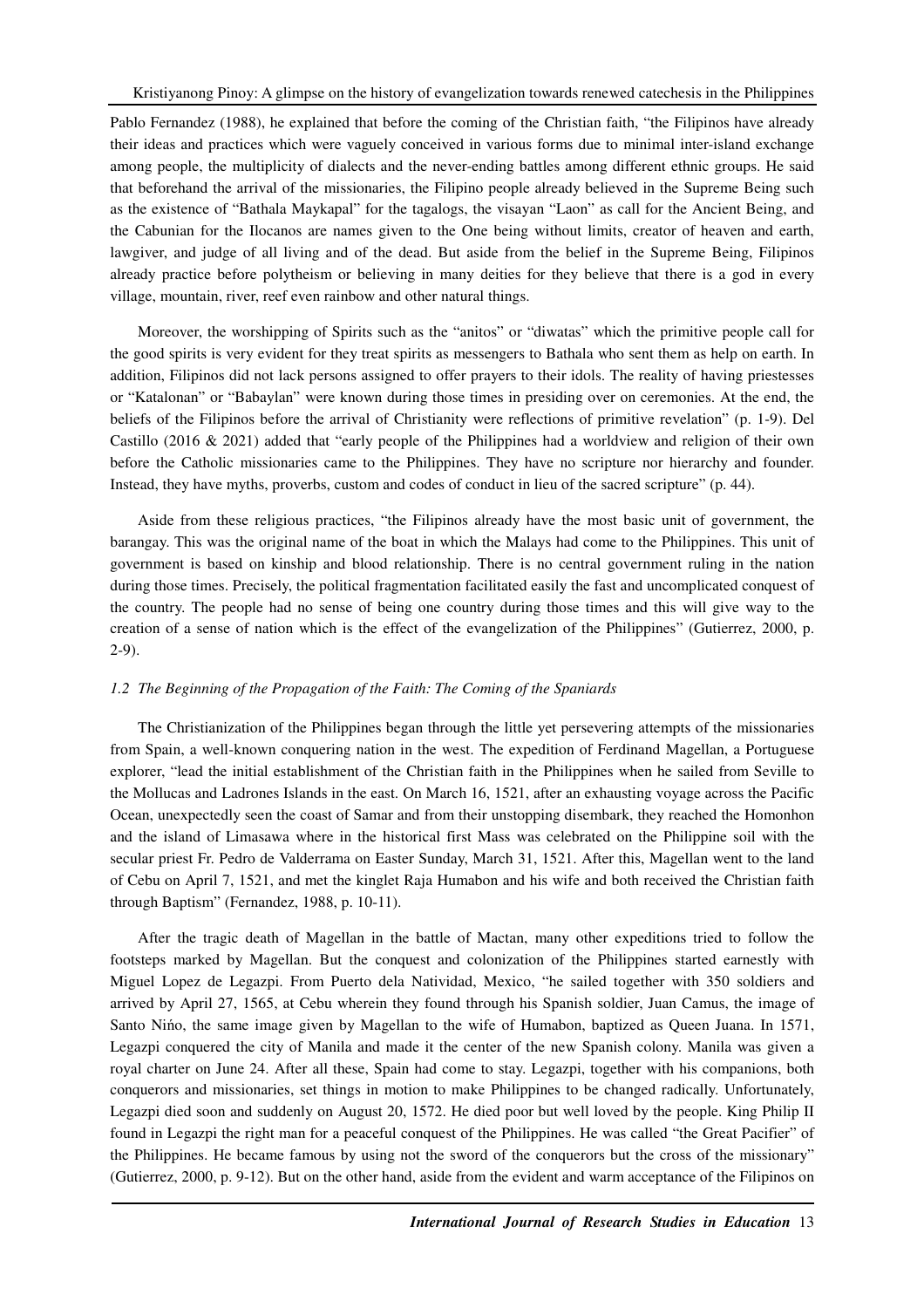Pablo Fernandez (1988), he explained that before the coming of the Christian faith, "the Filipinos have already their ideas and practices which were vaguely conceived in various forms due to minimal inter-island exchange among people, the multiplicity of dialects and the never-ending battles among different ethnic groups. He said that beforehand the arrival of the missionaries, the Filipino people already believed in the Supreme Being such as the existence of "Bathala Maykapal" for the tagalogs, the visayan "Laon" as call for the Ancient Being, and the Cabunian for the Ilocanos are names given to the One being without limits, creator of heaven and earth, lawgiver, and judge of all living and of the dead. But aside from the belief in the Supreme Being, Filipinos already practice before polytheism or believing in many deities for they believe that there is a god in every village, mountain, river, reef even rainbow and other natural things.

Moreover, the worshipping of Spirits such as the "anitos" or "diwatas" which the primitive people call for the good spirits is very evident for they treat spirits as messengers to Bathala who sent them as help on earth. In addition, Filipinos did not lack persons assigned to offer prayers to their idols. The reality of having priestesses or "Katalonan" or "Babaylan" were known during those times in presiding over on ceremonies. At the end, the beliefs of the Filipinos before the arrival of Christianity were reflections of primitive revelation" (p. 1-9). Del Castillo (2016 & 2021) added that "early people of the Philippines had a worldview and religion of their own before the Catholic missionaries came to the Philippines. They have no scripture nor hierarchy and founder. Instead, they have myths, proverbs, custom and codes of conduct in lieu of the sacred scripture" (p. 44).

Aside from these religious practices, "the Filipinos already have the most basic unit of government, the barangay. This was the original name of the boat in which the Malays had come to the Philippines. This unit of government is based on kinship and blood relationship. There is no central government ruling in the nation during those times. Precisely, the political fragmentation facilitated easily the fast and uncomplicated conquest of the country. The people had no sense of being one country during those times and this will give way to the creation of a sense of nation which is the effect of the evangelization of the Philippines" (Gutierrez, 2000, p. 2-9).

### *1.2 The Beginning of the Propagation of the Faith: The Coming of the Spaniards*

The Christianization of the Philippines began through the little yet persevering attempts of the missionaries from Spain, a well-known conquering nation in the west. The expedition of Ferdinand Magellan, a Portuguese explorer, "lead the initial establishment of the Christian faith in the Philippines when he sailed from Seville to the Mollucas and Ladrones Islands in the east. On March 16, 1521, after an exhausting voyage across the Pacific Ocean, unexpectedly seen the coast of Samar and from their unstopping disembark, they reached the Homonhon and the island of Limasawa where in the historical first Mass was celebrated on the Philippine soil with the secular priest Fr. Pedro de Valderrama on Easter Sunday, March 31, 1521. After this, Magellan went to the land of Cebu on April 7, 1521, and met the kinglet Raja Humabon and his wife and both received the Christian faith through Baptism" (Fernandez, 1988, p. 10-11).

After the tragic death of Magellan in the battle of Mactan, many other expeditions tried to follow the footsteps marked by Magellan. But the conquest and colonization of the Philippines started earnestly with Miguel Lopez de Legazpi. From Puerto dela Natividad, Mexico, "he sailed together with 350 soldiers and arrived by April 27, 1565, at Cebu wherein they found through his Spanish soldier, Juan Camus, the image of Santo Nińo, the same image given by Magellan to the wife of Humabon, baptized as Queen Juana. In 1571, Legazpi conquered the city of Manila and made it the center of the new Spanish colony. Manila was given a royal charter on June 24. After all these, Spain had come to stay. Legazpi, together with his companions, both conquerors and missionaries, set things in motion to make Philippines to be changed radically. Unfortunately, Legazpi died soon and suddenly on August 20, 1572. He died poor but well loved by the people. King Philip II found in Legazpi the right man for a peaceful conquest of the Philippines. He was called "the Great Pacifier" of the Philippines. He became famous by using not the sword of the conquerors but the cross of the missionary" (Gutierrez, 2000, p. 9-12). But on the other hand, aside from the evident and warm acceptance of the Filipinos on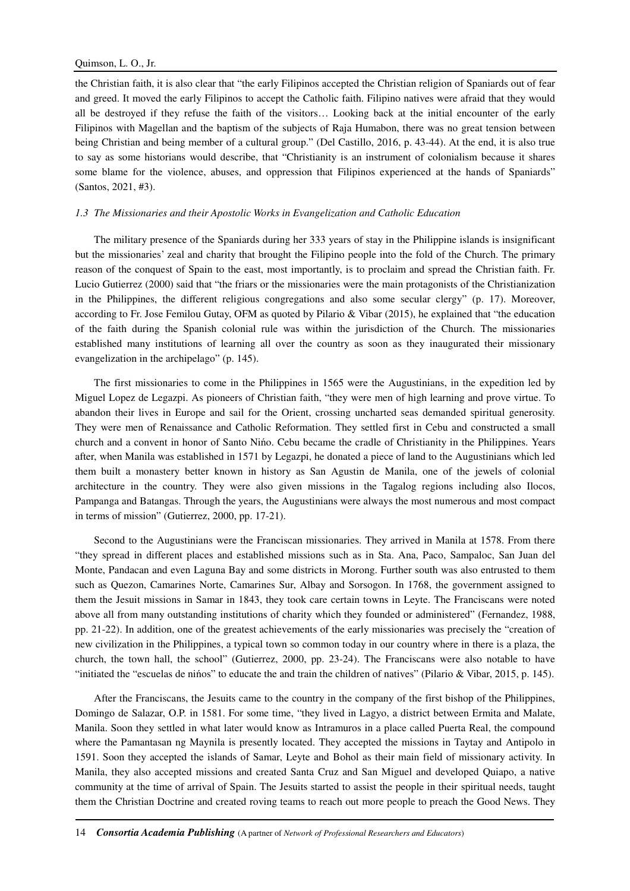the Christian faith, it is also clear that "the early Filipinos accepted the Christian religion of Spaniards out of fear and greed. It moved the early Filipinos to accept the Catholic faith. Filipino natives were afraid that they would all be destroyed if they refuse the faith of the visitors… Looking back at the initial encounter of the early Filipinos with Magellan and the baptism of the subjects of Raja Humabon, there was no great tension between being Christian and being member of a cultural group." (Del Castillo, 2016, p. 43-44). At the end, it is also true to say as some historians would describe, that "Christianity is an instrument of colonialism because it shares some blame for the violence, abuses, and oppression that Filipinos experienced at the hands of Spaniards" (Santos, 2021, #3).

### *1.3 The Missionaries and their Apostolic Works in Evangelization and Catholic Education*

The military presence of the Spaniards during her 333 years of stay in the Philippine islands is insignificant but the missionaries' zeal and charity that brought the Filipino people into the fold of the Church. The primary reason of the conquest of Spain to the east, most importantly, is to proclaim and spread the Christian faith. Fr. Lucio Gutierrez (2000) said that "the friars or the missionaries were the main protagonists of the Christianization in the Philippines, the different religious congregations and also some secular clergy" (p. 17). Moreover, according to Fr. Jose Femilou Gutay, OFM as quoted by Pilario & Vibar (2015), he explained that "the education of the faith during the Spanish colonial rule was within the jurisdiction of the Church. The missionaries established many institutions of learning all over the country as soon as they inaugurated their missionary evangelization in the archipelago" (p. 145).

The first missionaries to come in the Philippines in 1565 were the Augustinians, in the expedition led by Miguel Lopez de Legazpi. As pioneers of Christian faith, "they were men of high learning and prove virtue. To abandon their lives in Europe and sail for the Orient, crossing uncharted seas demanded spiritual generosity. They were men of Renaissance and Catholic Reformation. They settled first in Cebu and constructed a small church and a convent in honor of Santo Nińo. Cebu became the cradle of Christianity in the Philippines. Years after, when Manila was established in 1571 by Legazpi, he donated a piece of land to the Augustinians which led them built a monastery better known in history as San Agustin de Manila, one of the jewels of colonial architecture in the country. They were also given missions in the Tagalog regions including also Ilocos, Pampanga and Batangas. Through the years, the Augustinians were always the most numerous and most compact in terms of mission" (Gutierrez, 2000, pp. 17-21).

Second to the Augustinians were the Franciscan missionaries. They arrived in Manila at 1578. From there "they spread in different places and established missions such as in Sta. Ana, Paco, Sampaloc, San Juan del Monte, Pandacan and even Laguna Bay and some districts in Morong. Further south was also entrusted to them such as Quezon, Camarines Norte, Camarines Sur, Albay and Sorsogon. In 1768, the government assigned to them the Jesuit missions in Samar in 1843, they took care certain towns in Leyte. The Franciscans were noted above all from many outstanding institutions of charity which they founded or administered" (Fernandez, 1988, pp. 21-22). In addition, one of the greatest achievements of the early missionaries was precisely the "creation of new civilization in the Philippines, a typical town so common today in our country where in there is a plaza, the church, the town hall, the school" (Gutierrez, 2000, pp. 23-24). The Franciscans were also notable to have "initiated the "escuelas de nińos" to educate the and train the children of natives" (Pilario & Vibar, 2015, p. 145).

After the Franciscans, the Jesuits came to the country in the company of the first bishop of the Philippines, Domingo de Salazar, O.P. in 1581. For some time, "they lived in Lagyo, a district between Ermita and Malate, Manila. Soon they settled in what later would know as Intramuros in a place called Puerta Real, the compound where the Pamantasan ng Maynila is presently located. They accepted the missions in Taytay and Antipolo in 1591. Soon they accepted the islands of Samar, Leyte and Bohol as their main field of missionary activity. In Manila, they also accepted missions and created Santa Cruz and San Miguel and developed Quiapo, a native community at the time of arrival of Spain. The Jesuits started to assist the people in their spiritual needs, taught them the Christian Doctrine and created roving teams to reach out more people to preach the Good News. They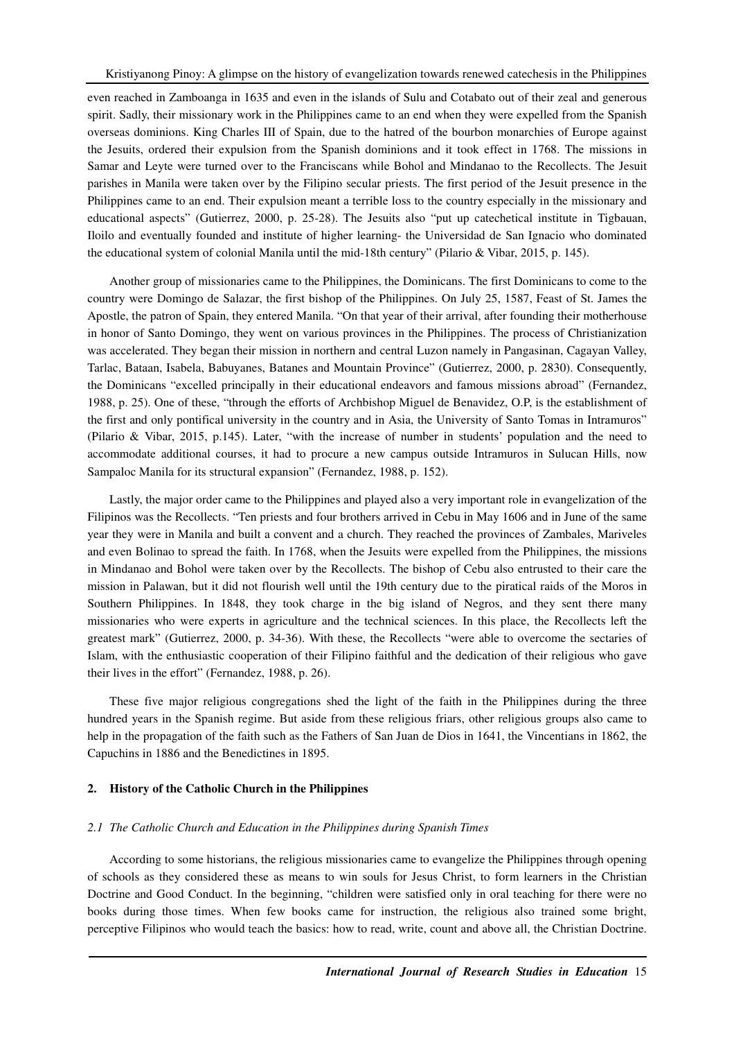even reached in Zamboanga in 1635 and even in the islands of Sulu and Cotabato out of their zeal and generous spirit. Sadly, their missionary work in the Philippines came to an end when they were expelled from the Spanish overseas dominions. King Charles III of Spain, due to the hatred of the bourbon monarchies of Europe against the Jesuits, ordered their expulsion from the Spanish dominions and it took effect in 1768. The missions in Samar and Leyte were turned over to the Franciscans while Bohol and Mindanao to the Recollects. The Jesuit parishes in Manila were taken over by the Filipino secular priests. The first period of the Jesuit presence in the Philippines came to an end. Their expulsion meant a terrible loss to the country especially in the missionary and educational aspects" (Gutierrez, 2000, p. 25-28). The Jesuits also "put up catechetical institute in Tigbauan, Iloilo and eventually founded and institute of higher learning- the Universidad de San Ignacio who dominated the educational system of colonial Manila until the mid-18th century" (Pilario & Vibar, 2015, p. 145).

Another group of missionaries came to the Philippines, the Dominicans. The first Dominicans to come to the country were Domingo de Salazar, the first bishop of the Philippines. On July 25, 1587, Feast of St. James the Apostle, the patron of Spain, they entered Manila. "On that year of their arrival, after founding their motherhouse in honor of Santo Domingo, they went on various provinces in the Philippines. The process of Christianization was accelerated. They began their mission in northern and central Luzon namely in Pangasinan, Cagayan Valley, Tarlac, Bataan, Isabela, Babuyanes, Batanes and Mountain Province" (Gutierrez, 2000, p. 2830). Consequently, the Dominicans "excelled principally in their educational endeavors and famous missions abroad" (Fernandez, 1988, p. 25). One of these, "through the efforts of Archbishop Miguel de Benavidez, O.P, is the establishment of the first and only pontifical university in the country and in Asia, the University of Santo Tomas in Intramuros" (Pilario & Vibar, 2015, p.145). Later, "with the increase of number in students' population and the need to accommodate additional courses, it had to procure a new campus outside Intramuros in Sulucan Hills, now Sampaloc Manila for its structural expansion" (Fernandez, 1988, p. 152).

Lastly, the major order came to the Philippines and played also a very important role in evangelization of the Filipinos was the Recollects. "Ten priests and four brothers arrived in Cebu in May 1606 and in June of the same year they were in Manila and built a convent and a church. They reached the provinces of Zambales, Mariveles and even Bolinao to spread the faith. In 1768, when the Jesuits were expelled from the Philippines, the missions in Mindanao and Bohol were taken over by the Recollects. The bishop of Cebu also entrusted to their care the mission in Palawan, but it did not flourish well until the 19th century due to the piratical raids of the Moros in Southern Philippines. In 1848, they took charge in the big island of Negros, and they sent there many missionaries who were experts in agriculture and the technical sciences. In this place, the Recollects left the greatest mark" (Gutierrez, 2000, p. 34-36). With these, the Recollects "were able to overcome the sectaries of Islam, with the enthusiastic cooperation of their Filipino faithful and the dedication of their religious who gave their lives in the effort" (Fernandez, 1988, p. 26).

These five major religious congregations shed the light of the faith in the Philippines during the three hundred years in the Spanish regime. But aside from these religious friars, other religious groups also came to help in the propagation of the faith such as the Fathers of San Juan de Dios in 1641, the Vincentians in 1862, the Capuchins in 1886 and the Benedictines in 1895.

## 2. History of the Catholic Church in the Philippines

### *2.1 The Catholic Church and Education in the Philippines during Spanish Times*

According to some historians, the religious missionaries came to evangelize the Philippines through opening of schools as they considered these as means to win souls for Jesus Christ, to form learners in the Christian Doctrine and Good Conduct. In the beginning, "children were satisfied only in oral teaching for there were no books during those times. When few books came for instruction, the religious also trained some bright, perceptive Filipinos who would teach the basics: how to read, write, count and above all, the Christian Doctrine.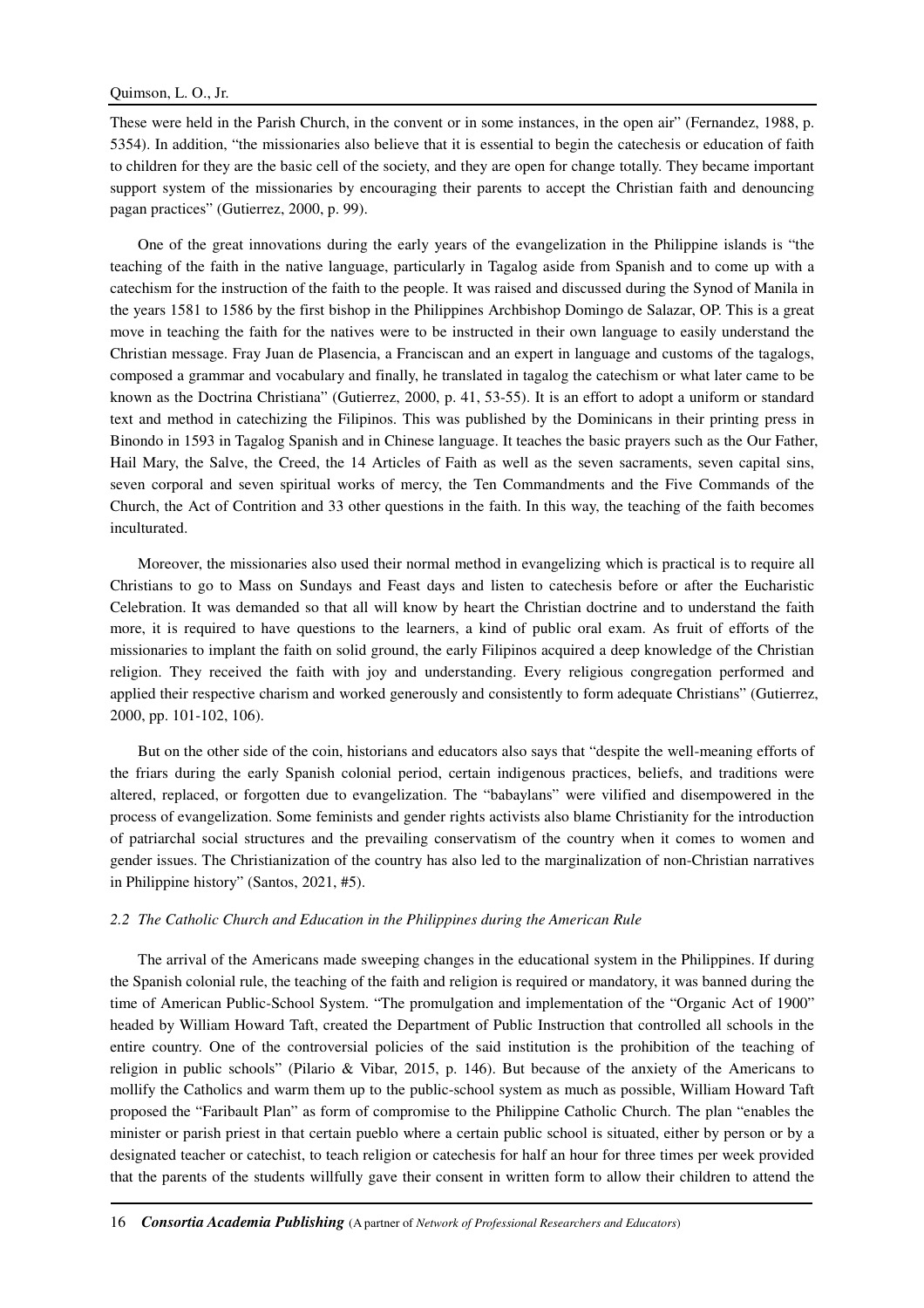These were held in the Parish Church, in the convent or in some instances, in the open air" (Fernandez, 1988, p. 5354). In addition, "the missionaries also believe that it is essential to begin the catechesis or education of faith to children for they are the basic cell of the society, and they are open for change totally. They became important support system of the missionaries by encouraging their parents to accept the Christian faith and denouncing pagan practices" (Gutierrez, 2000, p. 99).

One of the great innovations during the early years of the evangelization in the Philippine islands is "the teaching of the faith in the native language, particularly in Tagalog aside from Spanish and to come up with a catechism for the instruction of the faith to the people. It was raised and discussed during the Synod of Manila in the years 1581 to 1586 by the first bishop in the Philippines Archbishop Domingo de Salazar, OP. This is a great move in teaching the faith for the natives were to be instructed in their own language to easily understand the Christian message. Fray Juan de Plasencia, a Franciscan and an expert in language and customs of the tagalogs, composed a grammar and vocabulary and finally, he translated in tagalog the catechism or what later came to be known as the Doctrina Christiana" (Gutierrez, 2000, p. 41, 53-55). It is an effort to adopt a uniform or standard text and method in catechizing the Filipinos. This was published by the Dominicans in their printing press in Binondo in 1593 in Tagalog Spanish and in Chinese language. It teaches the basic prayers such as the Our Father, Hail Mary, the Salve, the Creed, the 14 Articles of Faith as well as the seven sacraments, seven capital sins, seven corporal and seven spiritual works of mercy, the Ten Commandments and the Five Commands of the Church, the Act of Contrition and 33 other questions in the faith. In this way, the teaching of the faith becomes inculturated.

Moreover, the missionaries also used their normal method in evangelizing which is practical is to require all Christians to go to Mass on Sundays and Feast days and listen to catechesis before or after the Eucharistic Celebration. It was demanded so that all will know by heart the Christian doctrine and to understand the faith more, it is required to have questions to the learners, a kind of public oral exam. As fruit of efforts of the missionaries to implant the faith on solid ground, the early Filipinos acquired a deep knowledge of the Christian religion. They received the faith with joy and understanding. Every religious congregation performed and applied their respective charism and worked generously and consistently to form adequate Christians" (Gutierrez, 2000, pp. 101-102, 106).

But on the other side of the coin, historians and educators also says that "despite the well-meaning efforts of the friars during the early Spanish colonial period, certain indigenous practices, beliefs, and traditions were altered, replaced, or forgotten due to evangelization. The "babaylans" were vilified and disempowered in the process of evangelization. Some feminists and gender rights activists also blame Christianity for the introduction of patriarchal social structures and the prevailing conservatism of the country when it comes to women and gender issues. The Christianization of the country has also led to the marginalization of non-Christian narratives in Philippine history" (Santos, 2021, #5).

### *2.2 The Catholic Church and Education in the Philippines during the American Rule*

The arrival of the Americans made sweeping changes in the educational system in the Philippines. If during the Spanish colonial rule, the teaching of the faith and religion is required or mandatory, it was banned during the time of American Public-School System. "The promulgation and implementation of the "Organic Act of 1900" headed by William Howard Taft, created the Department of Public Instruction that controlled all schools in the entire country. One of the controversial policies of the said institution is the prohibition of the teaching of religion in public schools" (Pilario & Vibar, 2015, p. 146). But because of the anxiety of the Americans to mollify the Catholics and warm them up to the public-school system as much as possible, William Howard Taft proposed the "Faribault Plan" as form of compromise to the Philippine Catholic Church. The plan "enables the minister or parish priest in that certain pueblo where a certain public school is situated, either by person or by a designated teacher or catechist, to teach religion or catechesis for half an hour for three times per week provided that the parents of the students willfully gave their consent in written form to allow their children to attend the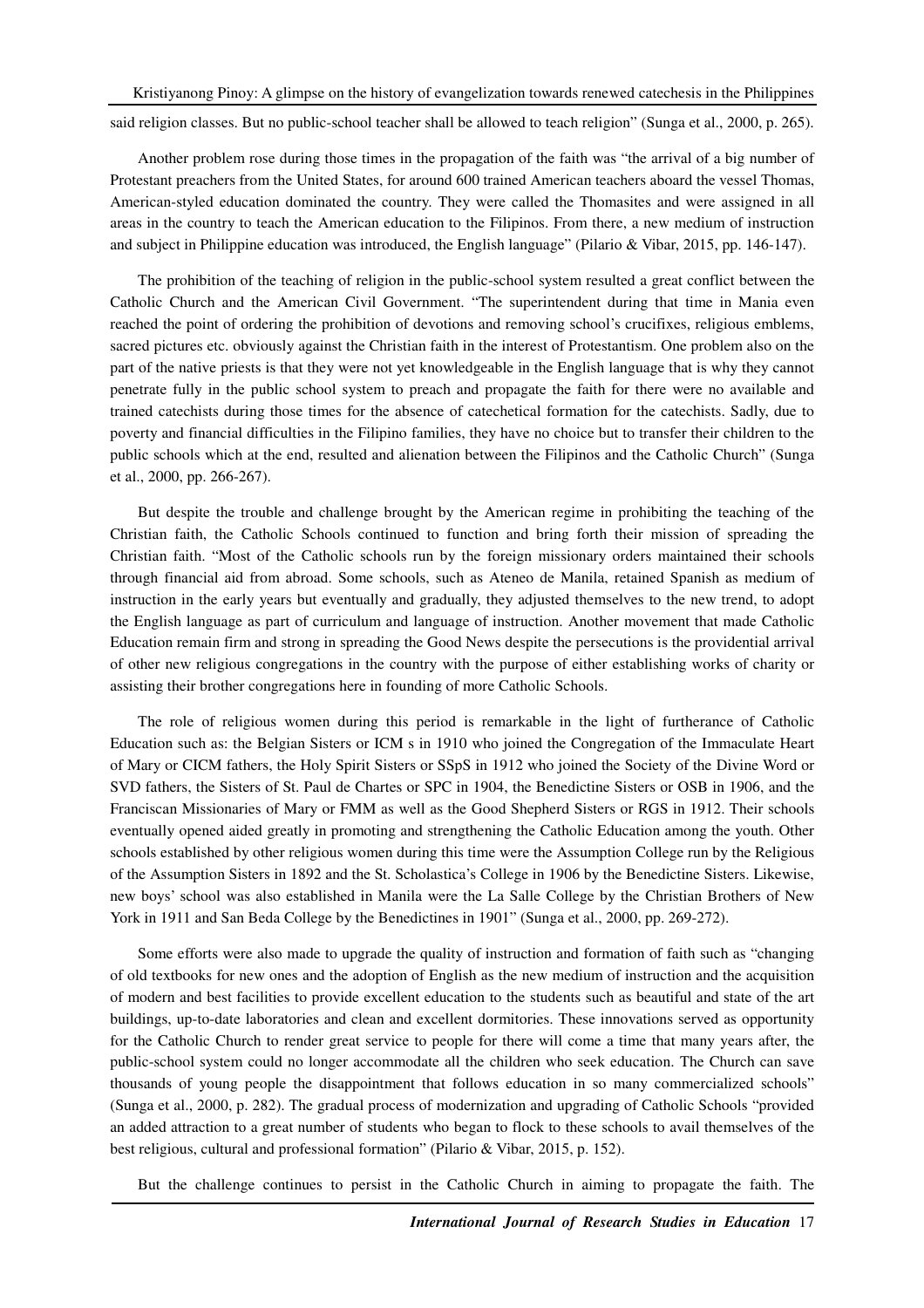said religion classes. But no public-school teacher shall be allowed to teach religion" (Sunga et al., 2000, p. 265).

Another problem rose during those times in the propagation of the faith was "the arrival of a big number of Protestant preachers from the United States, for around 600 trained American teachers aboard the vessel Thomas, American-styled education dominated the country. They were called the Thomasites and were assigned in all areas in the country to teach the American education to the Filipinos. From there, a new medium of instruction and subject in Philippine education was introduced, the English language" (Pilario & Vibar, 2015, pp. 146-147).

The prohibition of the teaching of religion in the public-school system resulted a great conflict between the Catholic Church and the American Civil Government. "The superintendent during that time in Mania even reached the point of ordering the prohibition of devotions and removing school's crucifixes, religious emblems, sacred pictures etc. obviously against the Christian faith in the interest of Protestantism. One problem also on the part of the native priests is that they were not yet knowledgeable in the English language that is why they cannot penetrate fully in the public school system to preach and propagate the faith for there were no available and trained catechists during those times for the absence of catechetical formation for the catechists. Sadly, due to poverty and financial difficulties in the Filipino families, they have no choice but to transfer their children to the public schools which at the end, resulted and alienation between the Filipinos and the Catholic Church" (Sunga et al., 2000, pp. 266-267).

But despite the trouble and challenge brought by the American regime in prohibiting the teaching of the Christian faith, the Catholic Schools continued to function and bring forth their mission of spreading the Christian faith. "Most of the Catholic schools run by the foreign missionary orders maintained their schools through financial aid from abroad. Some schools, such as Ateneo de Manila, retained Spanish as medium of instruction in the early years but eventually and gradually, they adjusted themselves to the new trend, to adopt the English language as part of curriculum and language of instruction. Another movement that made Catholic Education remain firm and strong in spreading the Good News despite the persecutions is the providential arrival of other new religious congregations in the country with the purpose of either establishing works of charity or assisting their brother congregations here in founding of more Catholic Schools.

The role of religious women during this period is remarkable in the light of furtherance of Catholic Education such as: the Belgian Sisters or ICM s in 1910 who joined the Congregation of the Immaculate Heart of Mary or CICM fathers, the Holy Spirit Sisters or SSpS in 1912 who joined the Society of the Divine Word or SVD fathers, the Sisters of St. Paul de Chartes or SPC in 1904, the Benedictine Sisters or OSB in 1906, and the Franciscan Missionaries of Mary or FMM as well as the Good Shepherd Sisters or RGS in 1912. Their schools eventually opened aided greatly in promoting and strengthening the Catholic Education among the youth. Other schools established by other religious women during this time were the Assumption College run by the Religious of the Assumption Sisters in 1892 and the St. Scholastica's College in 1906 by the Benedictine Sisters. Likewise, new boys' school was also established in Manila were the La Salle College by the Christian Brothers of New York in 1911 and San Beda College by the Benedictines in 1901" (Sunga et al., 2000, pp. 269-272).

Some efforts were also made to upgrade the quality of instruction and formation of faith such as "changing of old textbooks for new ones and the adoption of English as the new medium of instruction and the acquisition of modern and best facilities to provide excellent education to the students such as beautiful and state of the art buildings, up-to-date laboratories and clean and excellent dormitories. These innovations served as opportunity for the Catholic Church to render great service to people for there will come a time that many years after, the public-school system could no longer accommodate all the children who seek education. The Church can save thousands of young people the disappointment that follows education in so many commercialized schools" (Sunga et al., 2000, p. 282). The gradual process of modernization and upgrading of Catholic Schools "provided an added attraction to a great number of students who began to flock to these schools to avail themselves of the best religious, cultural and professional formation" (Pilario & Vibar, 2015, p. 152).

But the challenge continues to persist in the Catholic Church in aiming to propagate the faith. The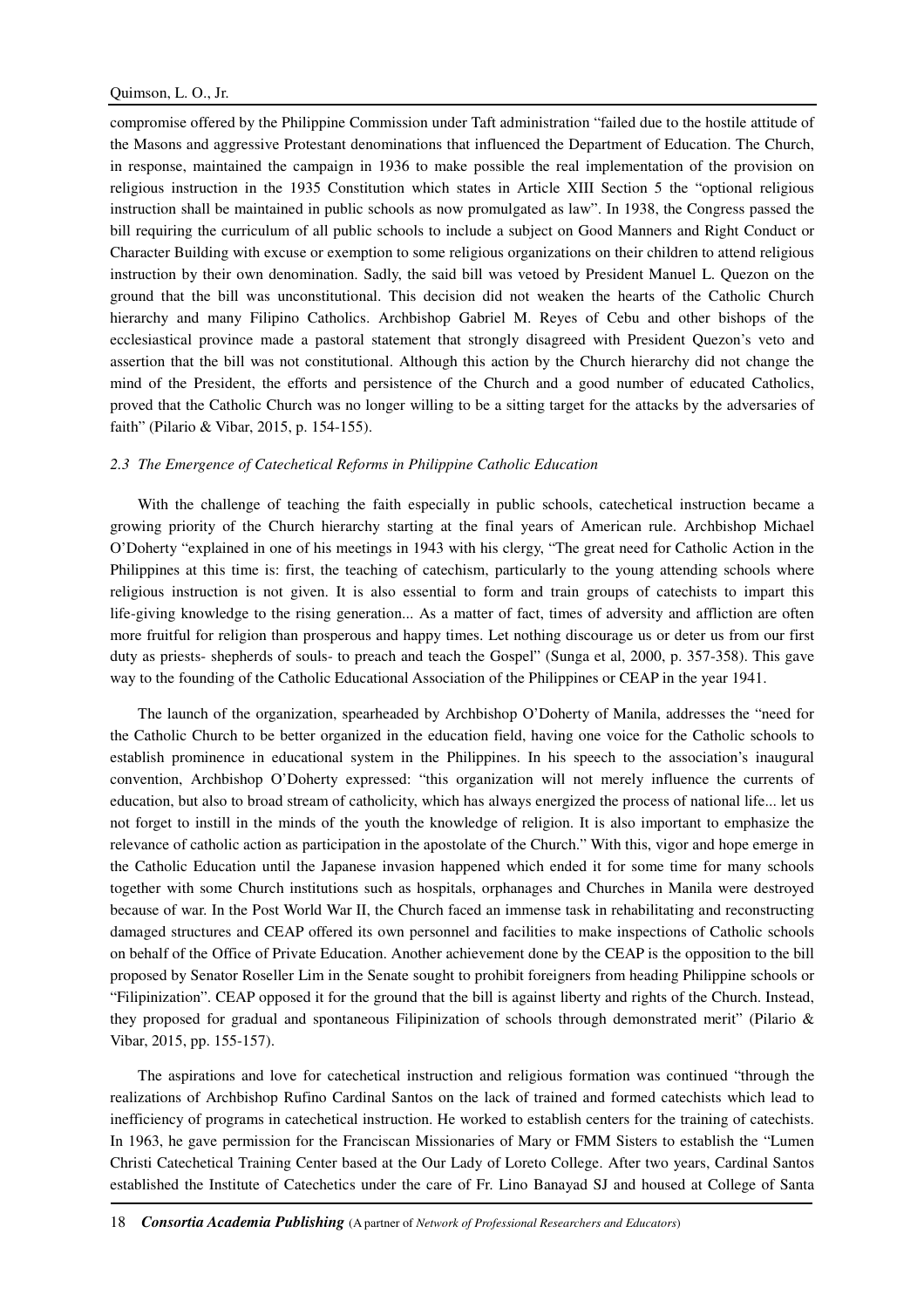compromise offered by the Philippine Commission under Taft administration "failed due to the hostile attitude of the Masons and aggressive Protestant denominations that influenced the Department of Education. The Church, in response, maintained the campaign in 1936 to make possible the real implementation of the provision on religious instruction in the 1935 Constitution which states in Article XIII Section 5 the "optional religious instruction shall be maintained in public schools as now promulgated as law". In 1938, the Congress passed the bill requiring the curriculum of all public schools to include a subject on Good Manners and Right Conduct or Character Building with excuse or exemption to some religious organizations on their children to attend religious instruction by their own denomination. Sadly, the said bill was vetoed by President Manuel L. Quezon on the ground that the bill was unconstitutional. This decision did not weaken the hearts of the Catholic Church hierarchy and many Filipino Catholics. Archbishop Gabriel M. Reyes of Cebu and other bishops of the ecclesiastical province made a pastoral statement that strongly disagreed with President Quezon's veto and assertion that the bill was not constitutional. Although this action by the Church hierarchy did not change the mind of the President, the efforts and persistence of the Church and a good number of educated Catholics, proved that the Catholic Church was no longer willing to be a sitting target for the attacks by the adversaries of faith" (Pilario & Vibar, 2015, p. 154-155).

### *2.3 The Emergence of Catechetical Reforms in Philippine Catholic Education*

With the challenge of teaching the faith especially in public schools, catechetical instruction became a growing priority of the Church hierarchy starting at the final years of American rule. Archbishop Michael O'Doherty "explained in one of his meetings in 1943 with his clergy, "The great need for Catholic Action in the Philippines at this time is: first, the teaching of catechism, particularly to the young attending schools where religious instruction is not given. It is also essential to form and train groups of catechists to impart this life-giving knowledge to the rising generation... As a matter of fact, times of adversity and affliction are often more fruitful for religion than prosperous and happy times. Let nothing discourage us or deter us from our first duty as priests- shepherds of souls- to preach and teach the Gospel" (Sunga et al, 2000, p. 357-358). This gave way to the founding of the Catholic Educational Association of the Philippines or CEAP in the year 1941.

The launch of the organization, spearheaded by Archbishop O'Doherty of Manila, addresses the "need for the Catholic Church to be better organized in the education field, having one voice for the Catholic schools to establish prominence in educational system in the Philippines. In his speech to the association's inaugural convention, Archbishop O'Doherty expressed: "this organization will not merely influence the currents of education, but also to broad stream of catholicity, which has always energized the process of national life... let us not forget to instill in the minds of the youth the knowledge of religion. It is also important to emphasize the relevance of catholic action as participation in the apostolate of the Church." With this, vigor and hope emerge in the Catholic Education until the Japanese invasion happened which ended it for some time for many schools together with some Church institutions such as hospitals, orphanages and Churches in Manila were destroyed because of war. In the Post World War II, the Church faced an immense task in rehabilitating and reconstructing damaged structures and CEAP offered its own personnel and facilities to make inspections of Catholic schools on behalf of the Office of Private Education. Another achievement done by the CEAP is the opposition to the bill proposed by Senator Roseller Lim in the Senate sought to prohibit foreigners from heading Philippine schools or "Filipinization". CEAP opposed it for the ground that the bill is against liberty and rights of the Church. Instead, they proposed for gradual and spontaneous Filipinization of schools through demonstrated merit" (Pilario & Vibar, 2015, pp. 155-157).

The aspirations and love for catechetical instruction and religious formation was continued "through the realizations of Archbishop Rufino Cardinal Santos on the lack of trained and formed catechists which lead to inefficiency of programs in catechetical instruction. He worked to establish centers for the training of catechists. In 1963, he gave permission for the Franciscan Missionaries of Mary or FMM Sisters to establish the "Lumen Christi Catechetical Training Center based at the Our Lady of Loreto College. After two years, Cardinal Santos established the Institute of Catechetics under the care of Fr. Lino Banayad SJ and housed at College of Santa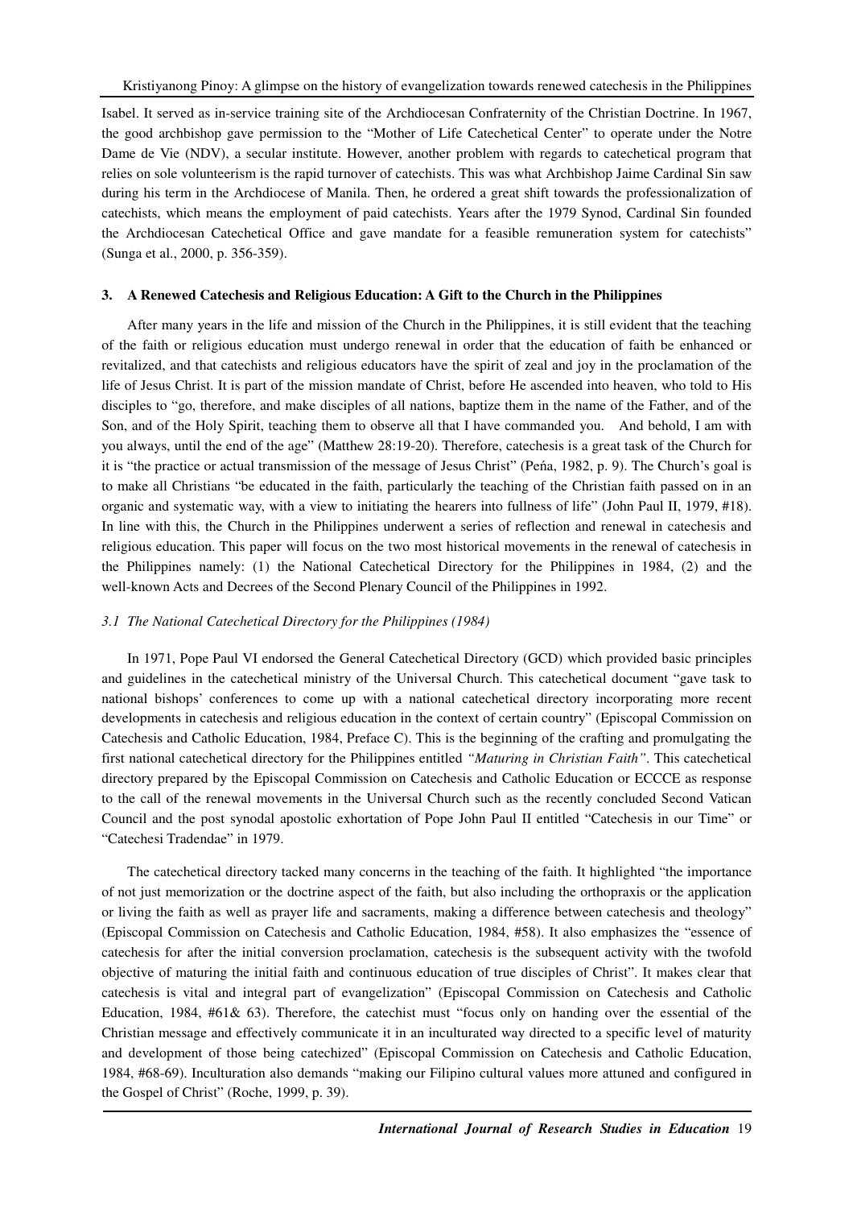Isabel. It served as in-service training site of the Archdiocesan Confraternity of the Christian Doctrine. In 1967, the good archbishop gave permission to the "Mother of Life Catechetical Center" to operate under the Notre Dame de Vie (NDV), a secular institute. However, another problem with regards to catechetical program that relies on sole volunteerism is the rapid turnover of catechists. This was what Archbishop Jaime Cardinal Sin saw during his term in the Archdiocese of Manila. Then, he ordered a great shift towards the professionalization of catechists, which means the employment of paid catechists. Years after the 1979 Synod, Cardinal Sin founded the Archdiocesan Catechetical Office and gave mandate for a feasible remuneration system for catechists" (Sunga et al., 2000, p. 356-359).

## 3. A Renewed Catechesis and Religious Education: A Gift to the Church in the Philippines

After many years in the life and mission of the Church in the Philippines, it is still evident that the teaching of the faith or religious education must undergo renewal in order that the education of faith be enhanced or revitalized, and that catechists and religious educators have the spirit of zeal and joy in the proclamation of the life of Jesus Christ. It is part of the mission mandate of Christ, before He ascended into heaven, who told to His disciples to "go, therefore, and make disciples of all nations, baptize them in the name of the Father, and of the Son, and of the Holy Spirit, teaching them to observe all that I have commanded you. And behold, I am with you always, until the end of the age" (Matthew 28:19-20). Therefore, catechesis is a great task of the Church for it is "the practice or actual transmission of the message of Jesus Christ" (Peńa, 1982, p. 9). The Church's goal is to make all Christians "be educated in the faith, particularly the teaching of the Christian faith passed on in an organic and systematic way, with a view to initiating the hearers into fullness of life" (John Paul II, 1979, #18). In line with this, the Church in the Philippines underwent a series of reflection and renewal in catechesis and religious education. This paper will focus on the two most historical movements in the renewal of catechesis in the Philippines namely: (1) the National Catechetical Directory for the Philippines in 1984, (2) and the well-known Acts and Decrees of the Second Plenary Council of the Philippines in 1992.

### *3.1 The National Catechetical Directory for the Philippines (1984)*

In 1971, Pope Paul VI endorsed the General Catechetical Directory (GCD) which provided basic principles and guidelines in the catechetical ministry of the Universal Church. This catechetical document "gave task to national bishops' conferences to come up with a national catechetical directory incorporating more recent developments in catechesis and religious education in the context of certain country" (Episcopal Commission on Catechesis and Catholic Education, 1984, Preface C). This is the beginning of the crafting and promulgating the first national catechetical directory for the Philippines entitled *"Maturing in Christian Faith"*. This catechetical directory prepared by the Episcopal Commission on Catechesis and Catholic Education or ECCCE as response to the call of the renewal movements in the Universal Church such as the recently concluded Second Vatican Council and the post synodal apostolic exhortation of Pope John Paul II entitled "Catechesis in our Time" or "Catechesi Tradendae" in 1979.

The catechetical directory tacked many concerns in the teaching of the faith. It highlighted "the importance of not just memorization or the doctrine aspect of the faith, but also including the orthopraxis or the application or living the faith as well as prayer life and sacraments, making a difference between catechesis and theology" (Episcopal Commission on Catechesis and Catholic Education, 1984, #58). It also emphasizes the "essence of catechesis for after the initial conversion proclamation, catechesis is the subsequent activity with the twofold objective of maturing the initial faith and continuous education of true disciples of Christ". It makes clear that catechesis is vital and integral part of evangelization" (Episcopal Commission on Catechesis and Catholic Education, 1984, #61& 63). Therefore, the catechist must "focus only on handing over the essential of the Christian message and effectively communicate it in an inculturated way directed to a specific level of maturity and development of those being catechized" (Episcopal Commission on Catechesis and Catholic Education, 1984, #68-69). Inculturation also demands "making our Filipino cultural values more attuned and configured in the Gospel of Christ" (Roche, 1999, p. 39).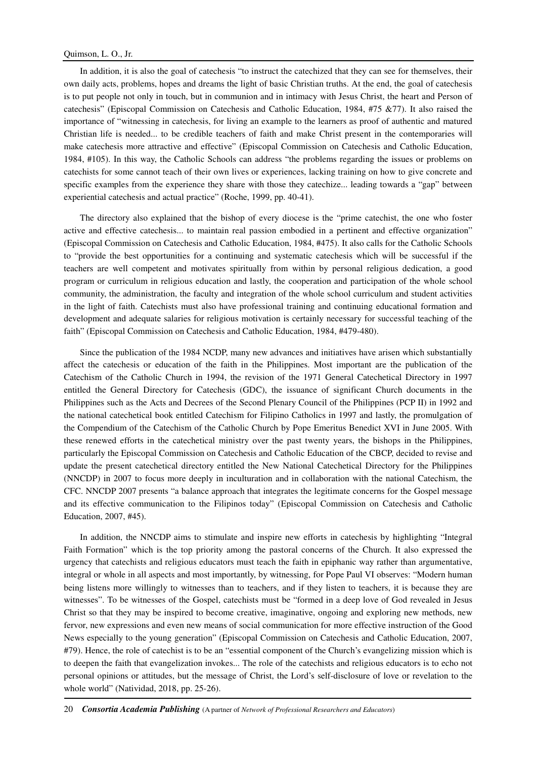In addition, it is also the goal of catechesis "to instruct the catechized that they can see for themselves, their own daily acts, problems, hopes and dreams the light of basic Christian truths. At the end, the goal of catechesis is to put people not only in touch, but in communion and in intimacy with Jesus Christ, the heart and Person of catechesis" (Episcopal Commission on Catechesis and Catholic Education, 1984, #75 &77). It also raised the importance of "witnessing in catechesis, for living an example to the learners as proof of authentic and matured Christian life is needed... to be credible teachers of faith and make Christ present in the contemporaries will make catechesis more attractive and effective" (Episcopal Commission on Catechesis and Catholic Education, 1984, #105). In this way, the Catholic Schools can address "the problems regarding the issues or problems on catechists for some cannot teach of their own lives or experiences, lacking training on how to give concrete and specific examples from the experience they share with those they catechize... leading towards a "gap" between experiential catechesis and actual practice" (Roche, 1999, pp. 40-41).

The directory also explained that the bishop of every diocese is the "prime catechist, the one who foster active and effective catechesis... to maintain real passion embodied in a pertinent and effective organization" (Episcopal Commission on Catechesis and Catholic Education, 1984, #475). It also calls for the Catholic Schools to "provide the best opportunities for a continuing and systematic catechesis which will be successful if the teachers are well competent and motivates spiritually from within by personal religious dedication, a good program or curriculum in religious education and lastly, the cooperation and participation of the whole school community, the administration, the faculty and integration of the whole school curriculum and student activities in the light of faith. Catechists must also have professional training and continuing educational formation and development and adequate salaries for religious motivation is certainly necessary for successful teaching of the faith" (Episcopal Commission on Catechesis and Catholic Education, 1984, #479-480).

Since the publication of the 1984 NCDP, many new advances and initiatives have arisen which substantially affect the catechesis or education of the faith in the Philippines. Most important are the publication of the Catechism of the Catholic Church in 1994, the revision of the 1971 General Catechetical Directory in 1997 entitled the General Directory for Catechesis (GDC), the issuance of significant Church documents in the Philippines such as the Acts and Decrees of the Second Plenary Council of the Philippines (PCP II) in 1992 and the national catechetical book entitled Catechism for Filipino Catholics in 1997 and lastly, the promulgation of the Compendium of the Catechism of the Catholic Church by Pope Emeritus Benedict XVI in June 2005. With these renewed efforts in the catechetical ministry over the past twenty years, the bishops in the Philippines, particularly the Episcopal Commission on Catechesis and Catholic Education of the CBCP, decided to revise and update the present catechetical directory entitled the New National Catechetical Directory for the Philippines (NNCDP) in 2007 to focus more deeply in inculturation and in collaboration with the national Catechism, the CFC. NNCDP 2007 presents "a balance approach that integrates the legitimate concerns for the Gospel message and its effective communication to the Filipinos today" (Episcopal Commission on Catechesis and Catholic Education, 2007, #45).

In addition, the NNCDP aims to stimulate and inspire new efforts in catechesis by highlighting "Integral Faith Formation" which is the top priority among the pastoral concerns of the Church. It also expressed the urgency that catechists and religious educators must teach the faith in epiphanic way rather than argumentative, integral or whole in all aspects and most importantly, by witnessing, for Pope Paul VI observes: "Modern human being listens more willingly to witnesses than to teachers, and if they listen to teachers, it is because they are witnesses". To be witnesses of the Gospel, catechists must be "formed in a deep love of God revealed in Jesus Christ so that they may be inspired to become creative, imaginative, ongoing and exploring new methods, new fervor, new expressions and even new means of social communication for more effective instruction of the Good News especially to the young generation" (Episcopal Commission on Catechesis and Catholic Education, 2007, #79). Hence, the role of catechist is to be an "essential component of the Church's evangelizing mission which is to deepen the faith that evangelization invokes... The role of the catechists and religious educators is to echo not personal opinions or attitudes, but the message of Christ, the Lord's self-disclosure of love or revelation to the whole world" (Natividad, 2018, pp. 25-26).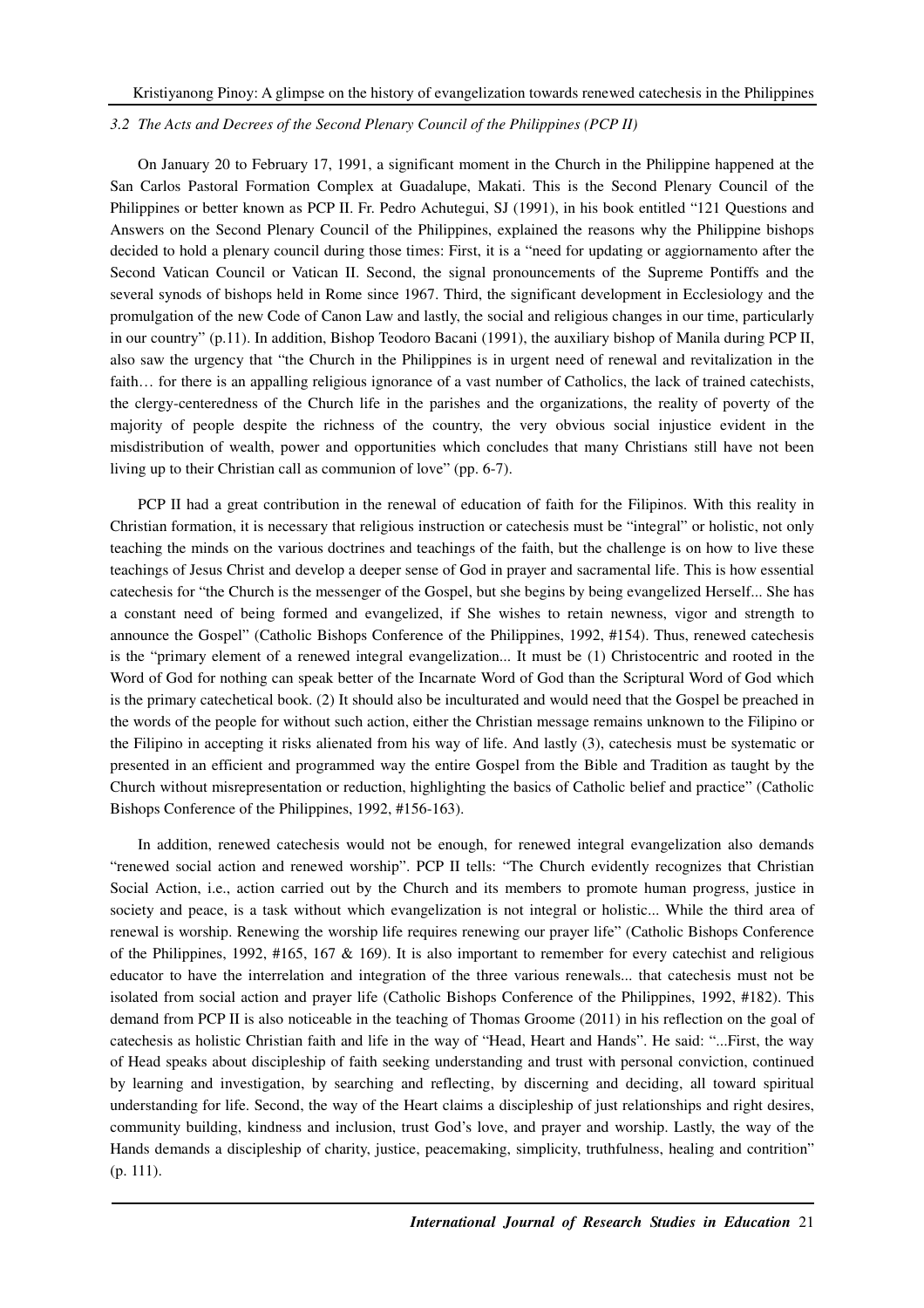### *3.2 The Acts and Decrees of the Second Plenary Council of the Philippines (PCP II)*

On January 20 to February 17, 1991, a significant moment in the Church in the Philippine happened at the San Carlos Pastoral Formation Complex at Guadalupe, Makati. This is the Second Plenary Council of the Philippines or better known as PCP II. Fr. Pedro Achutegui, SJ (1991), in his book entitled "121 Questions and Answers on the Second Plenary Council of the Philippines, explained the reasons why the Philippine bishops decided to hold a plenary council during those times: First, it is a "need for updating or aggiornamento after the Second Vatican Council or Vatican II. Second, the signal pronouncements of the Supreme Pontiffs and the several synods of bishops held in Rome since 1967. Third, the significant development in Ecclesiology and the promulgation of the new Code of Canon Law and lastly, the social and religious changes in our time, particularly in our country" (p.11). In addition, Bishop Teodoro Bacani (1991), the auxiliary bishop of Manila during PCP II, also saw the urgency that "the Church in the Philippines is in urgent need of renewal and revitalization in the faith… for there is an appalling religious ignorance of a vast number of Catholics, the lack of trained catechists, the clergy-centeredness of the Church life in the parishes and the organizations, the reality of poverty of the majority of people despite the richness of the country, the very obvious social injustice evident in the misdistribution of wealth, power and opportunities which concludes that many Christians still have not been living up to their Christian call as communion of love" (pp. 6-7).

PCP II had a great contribution in the renewal of education of faith for the Filipinos. With this reality in Christian formation, it is necessary that religious instruction or catechesis must be "integral" or holistic, not only teaching the minds on the various doctrines and teachings of the faith, but the challenge is on how to live these teachings of Jesus Christ and develop a deeper sense of God in prayer and sacramental life. This is how essential catechesis for "the Church is the messenger of the Gospel, but she begins by being evangelized Herself... She has a constant need of being formed and evangelized, if She wishes to retain newness, vigor and strength to announce the Gospel" (Catholic Bishops Conference of the Philippines, 1992, #154). Thus, renewed catechesis is the "primary element of a renewed integral evangelization... It must be (1) Christocentric and rooted in the Word of God for nothing can speak better of the Incarnate Word of God than the Scriptural Word of God which is the primary catechetical book. (2) It should also be inculturated and would need that the Gospel be preached in the words of the people for without such action, either the Christian message remains unknown to the Filipino or the Filipino in accepting it risks alienated from his way of life. And lastly (3), catechesis must be systematic or presented in an efficient and programmed way the entire Gospel from the Bible and Tradition as taught by the Church without misrepresentation or reduction, highlighting the basics of Catholic belief and practice" (Catholic Bishops Conference of the Philippines, 1992, #156-163).

In addition, renewed catechesis would not be enough, for renewed integral evangelization also demands "renewed social action and renewed worship". PCP II tells: "The Church evidently recognizes that Christian Social Action, i.e., action carried out by the Church and its members to promote human progress, justice in society and peace, is a task without which evangelization is not integral or holistic... While the third area of renewal is worship. Renewing the worship life requires renewing our prayer life" (Catholic Bishops Conference of the Philippines, 1992, #165, 167 & 169). It is also important to remember for every catechist and religious educator to have the interrelation and integration of the three various renewals... that catechesis must not be isolated from social action and prayer life (Catholic Bishops Conference of the Philippines, 1992, #182). This demand from PCP II is also noticeable in the teaching of Thomas Groome (2011) in his reflection on the goal of catechesis as holistic Christian faith and life in the way of "Head, Heart and Hands". He said: "...First, the way of Head speaks about discipleship of faith seeking understanding and trust with personal conviction, continued by learning and investigation, by searching and reflecting, by discerning and deciding, all toward spiritual understanding for life. Second, the way of the Heart claims a discipleship of just relationships and right desires, community building, kindness and inclusion, trust God's love, and prayer and worship. Lastly, the way of the Hands demands a discipleship of charity, justice, peacemaking, simplicity, truthfulness, healing and contrition" (p. 111).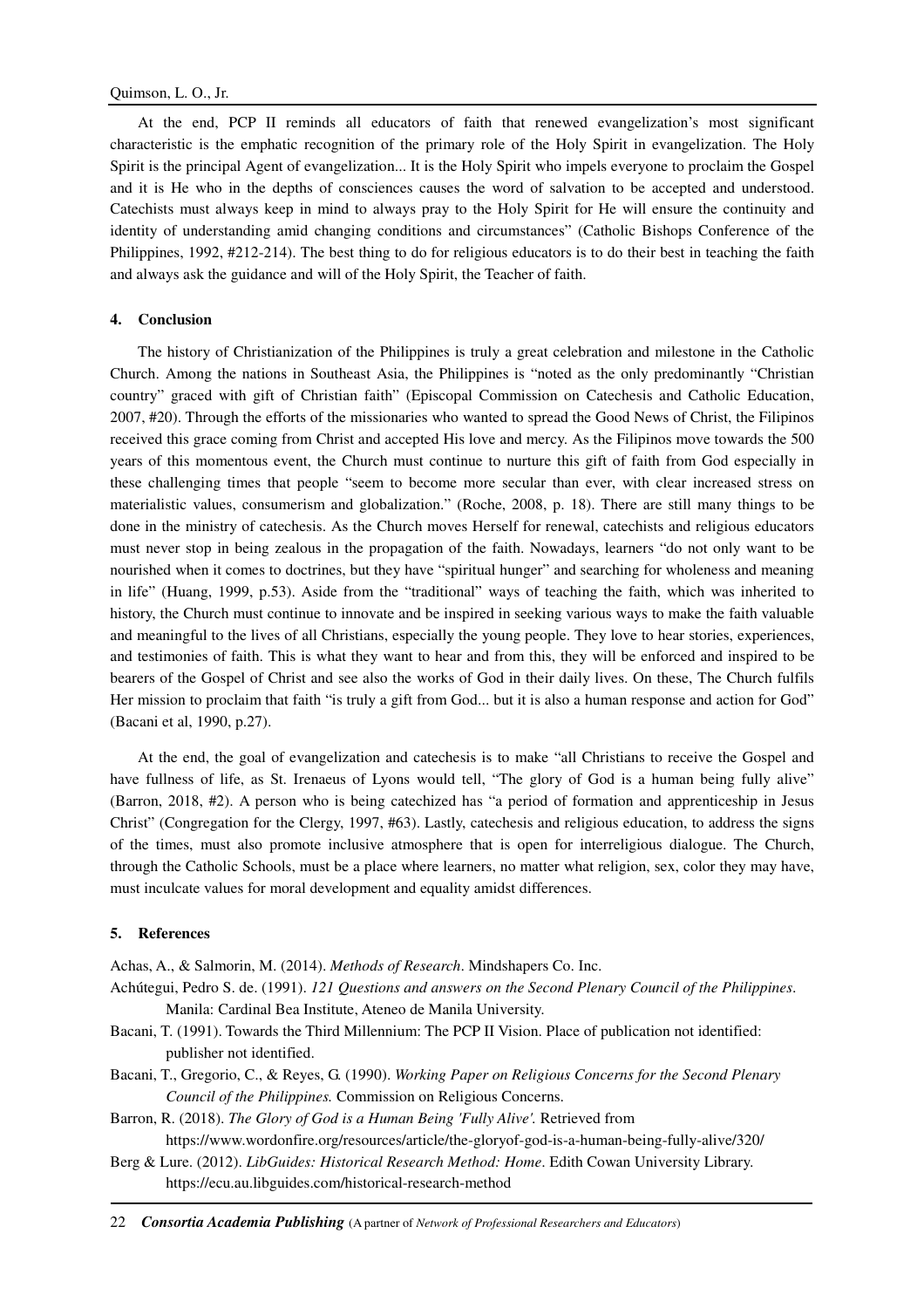At the end, PCP II reminds all educators of faith that renewed evangelization's most significant characteristic is the emphatic recognition of the primary role of the Holy Spirit in evangelization. The Holy Spirit is the principal Agent of evangelization... It is the Holy Spirit who impels everyone to proclaim the Gospel and it is He who in the depths of consciences causes the word of salvation to be accepted and understood. Catechists must always keep in mind to always pray to the Holy Spirit for He will ensure the continuity and identity of understanding amid changing conditions and circumstances" (Catholic Bishops Conference of the Philippines, 1992, #212-214). The best thing to do for religious educators is to do their best in teaching the faith and always ask the guidance and will of the Holy Spirit, the Teacher of faith.

## 4. Conclusion

The history of Christianization of the Philippines is truly a great celebration and milestone in the Catholic Church. Among the nations in Southeast Asia, the Philippines is "noted as the only predominantly "Christian country" graced with gift of Christian faith" (Episcopal Commission on Catechesis and Catholic Education, 2007, #20). Through the efforts of the missionaries who wanted to spread the Good News of Christ, the Filipinos received this grace coming from Christ and accepted His love and mercy. As the Filipinos move towards the 500 years of this momentous event, the Church must continue to nurture this gift of faith from God especially in these challenging times that people "seem to become more secular than ever, with clear increased stress on materialistic values, consumerism and globalization." (Roche, 2008, p. 18). There are still many things to be done in the ministry of catechesis. As the Church moves Herself for renewal, catechists and religious educators must never stop in being zealous in the propagation of the faith. Nowadays, learners "do not only want to be nourished when it comes to doctrines, but they have "spiritual hunger" and searching for wholeness and meaning in life" (Huang, 1999, p.53). Aside from the "traditional" ways of teaching the faith, which was inherited to history, the Church must continue to innovate and be inspired in seeking various ways to make the faith valuable and meaningful to the lives of all Christians, especially the young people. They love to hear stories, experiences, and testimonies of faith. This is what they want to hear and from this, they will be enforced and inspired to be bearers of the Gospel of Christ and see also the works of God in their daily lives. On these, The Church fulfils Her mission to proclaim that faith "is truly a gift from God... but it is also a human response and action for God" (Bacani et al, 1990, p.27).

At the end, the goal of evangelization and catechesis is to make "all Christians to receive the Gospel and have fullness of life, as St. Irenaeus of Lyons would tell, "The glory of God is a human being fully alive" (Barron, 2018, #2). A person who is being catechized has "a period of formation and apprenticeship in Jesus Christ" (Congregation for the Clergy, 1997, #63). Lastly, catechesis and religious education, to address the signs of the times, must also promote inclusive atmosphere that is open for interreligious dialogue. The Church, through the Catholic Schools, must be a place where learners, no matter what religion, sex, color they may have, must inculcate values for moral development and equality amidst differences.

## 5. References

Achas, A., & Salmorin, M. (2014). *Methods of Research*. Mindshapers Co. Inc.

Achútegui, Pedro S. de. (1991). *121 Questions and answers on the Second Plenary Council of the Philippines*. Manila: Cardinal Bea Institute, Ateneo de Manila University.

Bacani, T. (1991). Towards the Third Millennium: The PCP II Vision. Place of publication not identified: publisher not identified.

Bacani, T., Gregorio, C., & Reyes, G. (1990). *Working Paper on Religious Concerns for the Second Plenary Council of the Philippines.* Commission on Religious Concerns.

Barron, R. (2018). *The Glory of God is a Human Being 'Fully Alive'.* Retrieved from https://www.wordonfire.org/resources/article/the-gloryof-god-is-a-human-being-fully-alive/320/

Berg & Lure. (2012). *LibGuides: Historical Research Method: Home*. Edith Cowan University Library. https://ecu.au.libguides.com/historical-research-method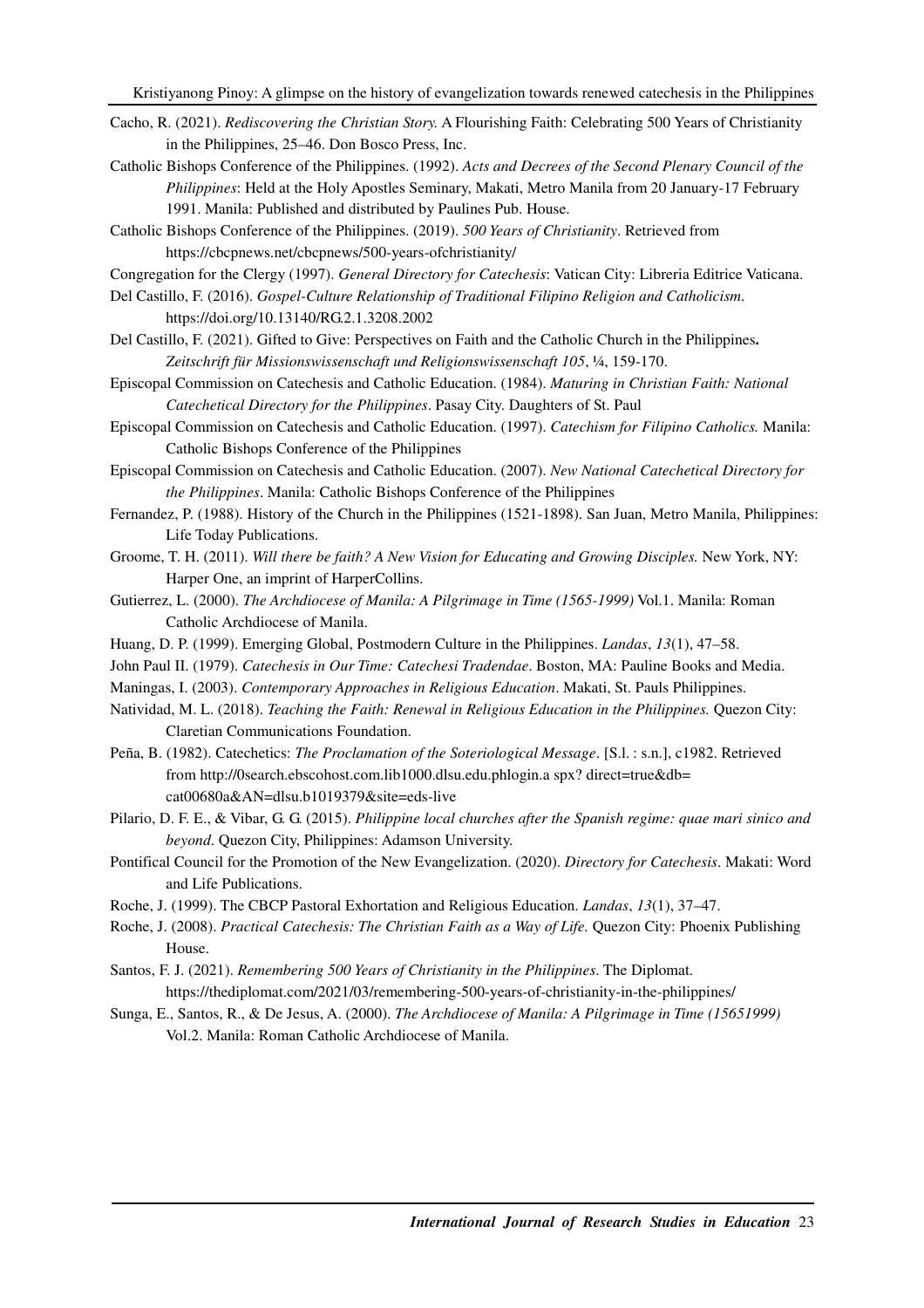Cacho, R. (2021). *Rediscovering the Christian Story.* A Flourishing Faith: Celebrating 500 Years of Christianity in the Philippines, 25–46. Don Bosco Press, Inc.

Catholic Bishops Conference of the Philippines. (1992). *Acts and Decrees of the Second Plenary Council of the Philippines*: Held at the Holy Apostles Seminary, Makati, Metro Manila from 20 January-17 February 1991. Manila: Published and distributed by Paulines Pub. House.

Catholic Bishops Conference of the Philippines. (2019). *500 Years of Christianity*. Retrieved from https://cbcpnews.net/cbcpnews/500-years-ofchristianity/

Congregation for the Clergy (1997). *General Directory for Catechesis*: Vatican City: Libreria Editrice Vaticana.

Del Castillo, F. (2016). *Gospel-Culture Relationship of Traditional Filipino Religion and Catholicism*. https://doi.org/10.13140/RG.2.1.3208.2002

Del Castillo, F. (2021). Gifted to Give: Perspectives on Faith and the Catholic Church in the Philippines**.** *Zeitschrift für Missionswissenschaft und Religionswissenschaft 105*, ¼, 159-170.

Episcopal Commission on Catechesis and Catholic Education. (1984). *Maturing in Christian Faith: National Catechetical Directory for the Philippines*. Pasay City. Daughters of St. Paul

Episcopal Commission on Catechesis and Catholic Education. (1997). *Catechism for Filipino Catholics.* Manila: Catholic Bishops Conference of the Philippines

Episcopal Commission on Catechesis and Catholic Education. (2007). *New National Catechetical Directory for the Philippines*. Manila: Catholic Bishops Conference of the Philippines

Fernandez, P. (1988). History of the Church in the Philippines (1521-1898). San Juan, Metro Manila, Philippines: Life Today Publications.

Groome, T. H. (2011). *Will there be faith? A New Vision for Educating and Growing Disciples.* New York, NY: Harper One, an imprint of HarperCollins.

Gutierrez, L. (2000). *The Archdiocese of Manila: A Pilgrimage in Time (1565-1999)* Vol.1. Manila: Roman Catholic Archdiocese of Manila.

Huang, D. P. (1999). Emerging Global, Postmodern Culture in the Philippines. *Landas*, *13*(1), 47–58.

John Paul II. (1979). *Catechesis in Our Time: Catechesi Tradendae*. Boston, MA: Pauline Books and Media.

Maningas, I. (2003). *Contemporary Approaches in Religious Education*. Makati, St. Pauls Philippines.

Natividad, M. L. (2018). *Teaching the Faith: Renewal in Religious Education in the Philippines.* Quezon City: Claretian Communications Foundation.

Peña, B. (1982). Catechetics: *The Proclamation of the Soteriological Message*. [S.l. : s.n.], c1982. Retrieved from http://0search.ebscohost.com.lib1000.dlsu.edu.phlogin.a spx? direct=true&db= cat00680a&AN=dlsu.b1019379&site=eds-live

Pilario, D. F. E., & Vibar, G. G. (2015). *Philippine local churches after the Spanish regime: quae mari sinico and beyond*. Quezon City, Philippines: Adamson University.

Pontifical Council for the Promotion of the New Evangelization. (2020). *Directory for Catechesis*. Makati: Word and Life Publications.

Roche, J. (1999). The CBCP Pastoral Exhortation and Religious Education. *Landas*, *13*(1), 37–47.

Roche, J. (2008). *Practical Catechesis: The Christian Faith as a Way of Life.* Quezon City: Phoenix Publishing House.

Santos, F. J. (2021). *Remembering 500 Years of Christianity in the Philippines*. The Diplomat. https://thediplomat.com/2021/03/remembering-500-years-of-christianity-in-the-philippines/

Sunga, E., Santos, R., & De Jesus, A. (2000). *The Archdiocese of Manila: A Pilgrimage in Time (15651999)* Vol.2. Manila: Roman Catholic Archdiocese of Manila.